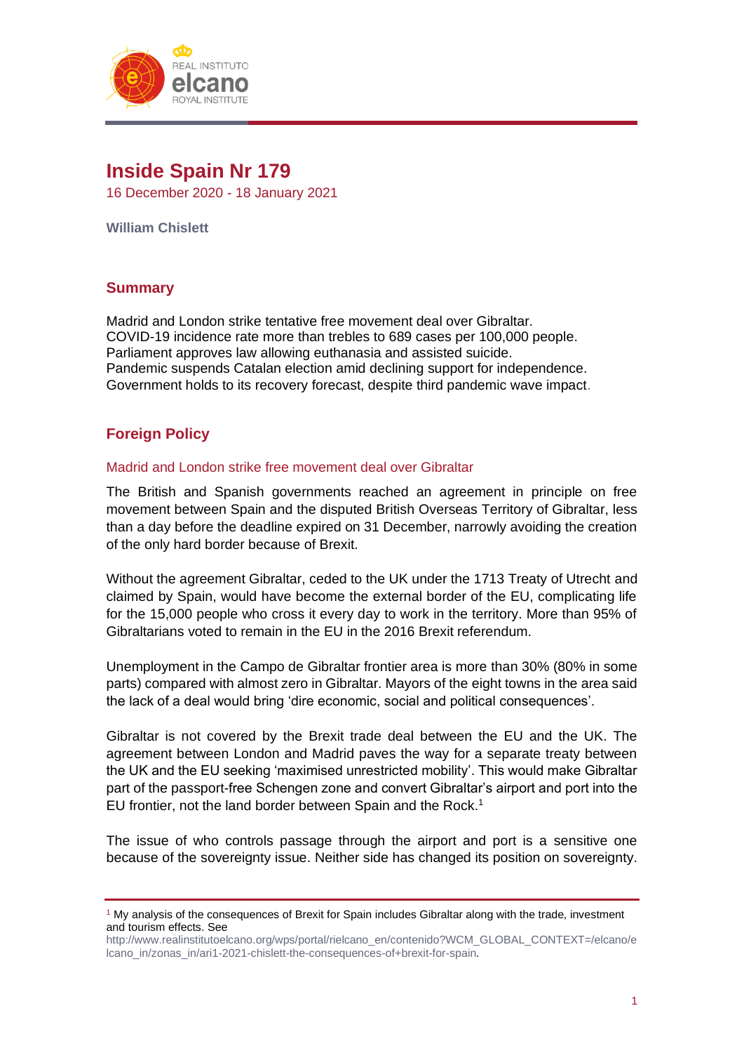# Inside Spain Nr 179

16 December 2020 - 18 January 2021

**William Chislett**

## Summary

Madrid and London strike tentative free movement deal over Gibraltar.
COVID-19 incidence rate more than trebles to 689 cases per 100,000 people.
Parliament approves law allowing euthanasia and assisted suicide.
Pandemic suspends Catalan election amid declining support for independence.
Government holds to its recovery forecast, despite third pandemic wave impact.

## Foreign Policy

### Madrid and London strike free movement deal over Gibraltar

The British and Spanish governments reached an agreement in principle on free movement between Spain and the disputed British Overseas Territory of Gibraltar, less than a day before the deadline expired on 31 December, narrowly avoiding the creation of the only hard border because of Brexit.

Without the agreement Gibraltar, ceded to the UK under the 1713 Treaty of Utrecht and claimed by Spain, would have become the external border of the EU, complicating life for the 15,000 people who cross it every day to work in the territory. More than 95% of Gibraltarians voted to remain in the EU in the 2016 Brexit referendum.

Unemployment in the Campo de Gibraltar frontier area is more than 30% (80% in some parts) compared with almost zero in Gibraltar. Mayors of the eight towns in the area said the lack of a deal would bring 'dire economic, social and political consequences'.

Gibraltar is not covered by the Brexit trade deal between the EU and the UK. The agreement between London and Madrid paves the way for a separate treaty between the UK and the EU seeking 'maximised unrestricted mobility'. This would make Gibraltar part of the passport-free Schengen zone and convert Gibraltar's airport and port into the EU frontier, not the land border between Spain and the Rock.[1]

The issue of who controls passage through the airport and port is a sensitive one because of the sovereignty issue. Neither side has changed its position on sovereignty.

---

[1] My analysis of the consequences of Brexit for Spain includes Gibraltar along with the trade, investment and tourism effects. See http://www.realinstitutoelcano.org/wps/portal/rielcano_en/contenido?WCM_GLOBAL_CONTEXT=/elcano/elcano_in/zonas_in/ari1-2021-chislett-the-consequences-of+brexit-for-spain.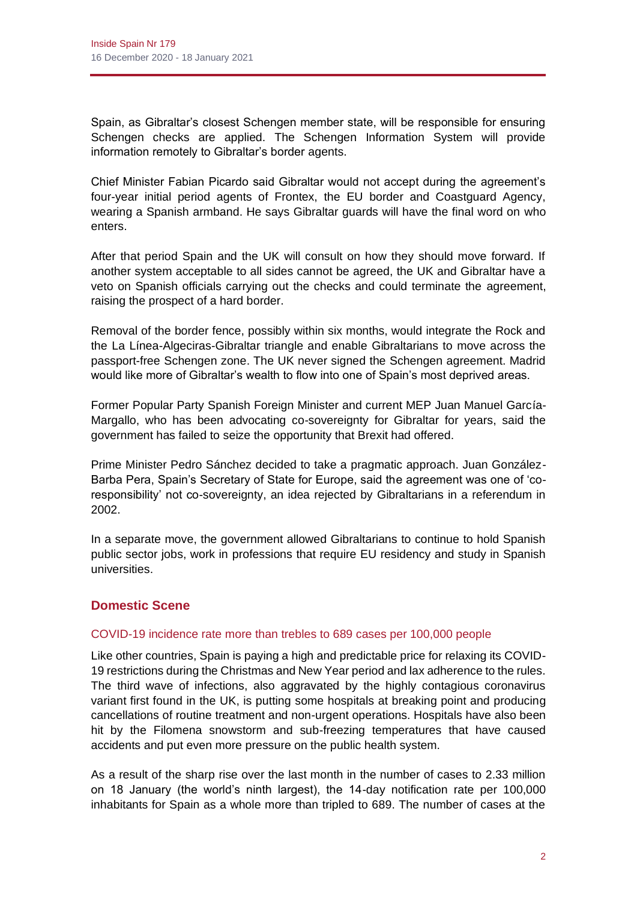Spain, as Gibraltar's closest Schengen member state, will be responsible for ensuring Schengen checks are applied. The Schengen Information System will provide information remotely to Gibraltar's border agents.

Chief Minister Fabian Picardo said Gibraltar would not accept during the agreement's four-year initial period agents of Frontex, the EU border and Coastguard Agency, wearing a Spanish armband. He says Gibraltar guards will have the final word on who enters.

After that period Spain and the UK will consult on how they should move forward. If another system acceptable to all sides cannot be agreed, the UK and Gibraltar have a veto on Spanish officials carrying out the checks and could terminate the agreement, raising the prospect of a hard border.

Removal of the border fence, possibly within six months, would integrate the Rock and the La Línea-Algeciras-Gibraltar triangle and enable Gibraltarians to move across the passport-free Schengen zone. The UK never signed the Schengen agreement. Madrid would like more of Gibraltar's wealth to flow into one of Spain's most deprived areas.

Former Popular Party Spanish Foreign Minister and current MEP Juan Manuel García-Margallo, who has been advocating co-sovereignty for Gibraltar for years, said the government has failed to seize the opportunity that Brexit had offered.

Prime Minister Pedro Sánchez decided to take a pragmatic approach. Juan González-Barba Pera, Spain's Secretary of State for Europe, said the agreement was one of 'co-responsibility' not co-sovereignty, an idea rejected by Gibraltarians in a referendum in 2002.

In a separate move, the government allowed Gibraltarians to continue to hold Spanish public sector jobs, work in professions that require EU residency and study in Spanish universities.

## Domestic Scene

### COVID-19 incidence rate more than trebles to 689 cases per 100,000 people

Like other countries, Spain is paying a high and predictable price for relaxing its COVID-19 restrictions during the Christmas and New Year period and lax adherence to the rules. The third wave of infections, also aggravated by the highly contagious coronavirus variant first found in the UK, is putting some hospitals at breaking point and producing cancellations of routine treatment and non-urgent operations. Hospitals have also been hit by the Filomena snowstorm and sub-freezing temperatures that have caused accidents and put even more pressure on the public health system.

As a result of the sharp rise over the last month in the number of cases to 2.33 million on 18 January (the world's ninth largest), the 14-day notification rate per 100,000 inhabitants for Spain as a whole more than tripled to 689. The number of cases at the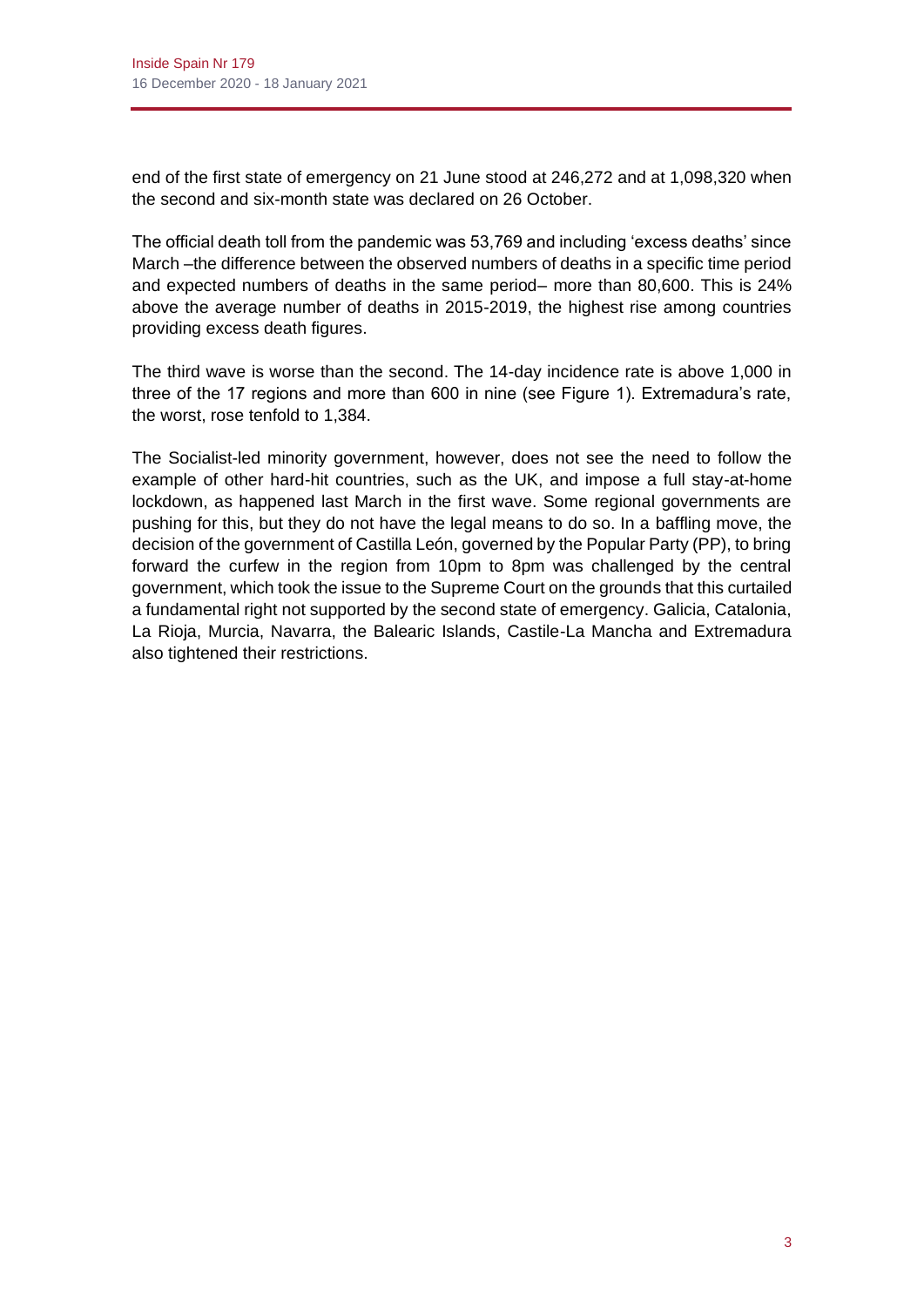end of the first state of emergency on 21 June stood at 246,272 and at 1,098,320 when the second and six-month state was declared on 26 October.

The official death toll from the pandemic was 53,769 and including 'excess deaths' since March –the difference between the observed numbers of deaths in a specific time period and expected numbers of deaths in the same period– more than 80,600. This is 24% above the average number of deaths in 2015-2019, the highest rise among countries providing excess death figures.

The third wave is worse than the second. The 14-day incidence rate is above 1,000 in three of the 17 regions and more than 600 in nine (see Figure 1). Extremadura's rate, the worst, rose tenfold to 1,384.

The Socialist-led minority government, however, does not see the need to follow the example of other hard-hit countries, such as the UK, and impose a full stay-at-home lockdown, as happened last March in the first wave. Some regional governments are pushing for this, but they do not have the legal means to do so. In a baffling move, the decision of the government of Castilla León, governed by the Popular Party (PP), to bring forward the curfew in the region from 10pm to 8pm was challenged by the central government, which took the issue to the Supreme Court on the grounds that this curtailed a fundamental right not supported by the second state of emergency. Galicia, Catalonia, La Rioja, Murcia, Navarra, the Balearic Islands, Castile-La Mancha and Extremadura also tightened their restrictions.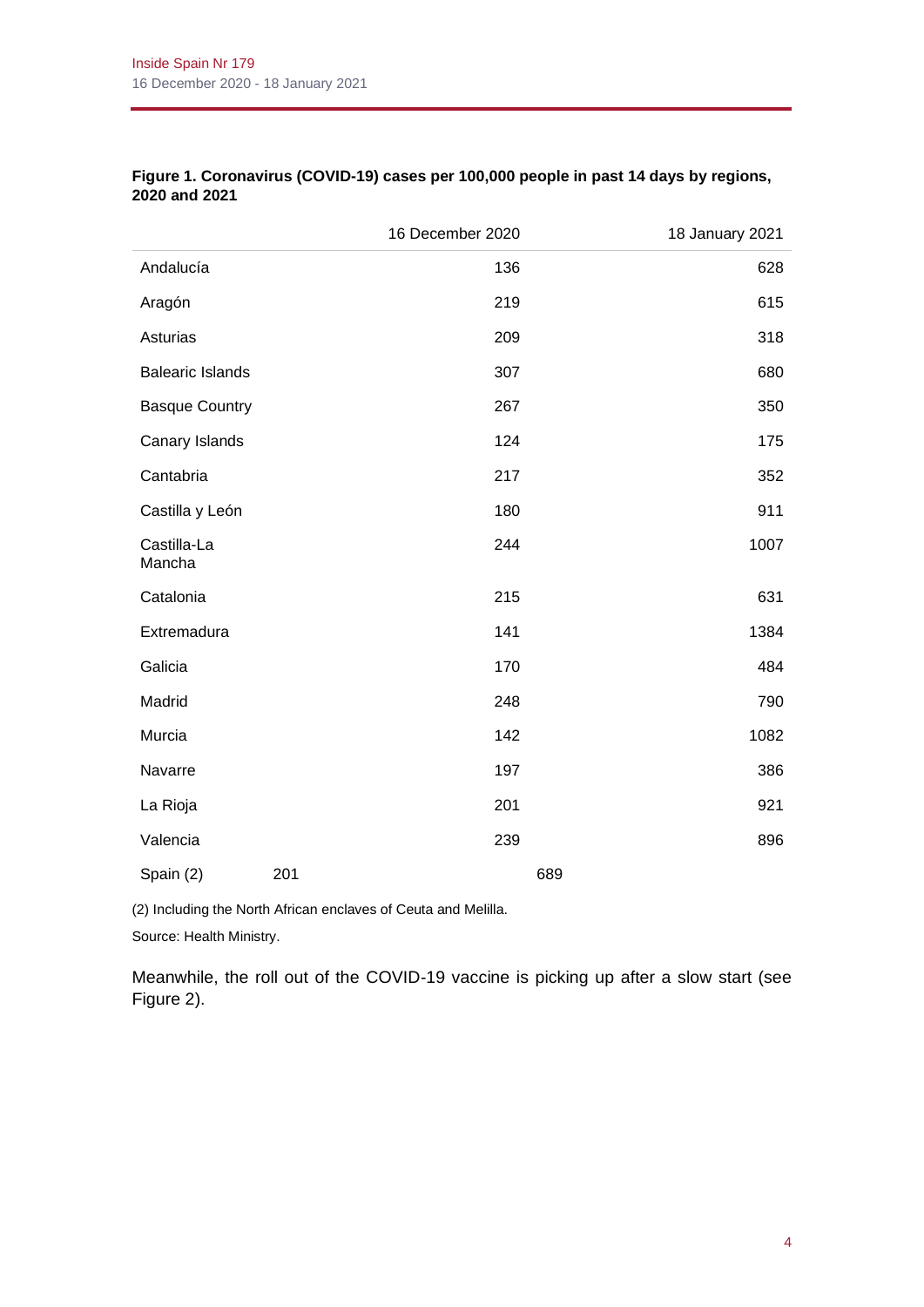**Figure 1. Coronavirus (COVID-19) cases per 100,000 people in past 14 days by regions, 2020 and 2021**

| | 16 December 2020 | 18 January 2021 |
|---|---|---|
| Andalucía | 136 | 628 |
| Aragón | 219 | 615 |
| Asturias | 209 | 318 |
| Balearic Islands | 307 | 680 |
| Basque Country | 267 | 350 |
| Canary Islands | 124 | 175 |
| Cantabria | 217 | 352 |
| Castilla y León | 180 | 911 |
| Castilla-La Mancha | 244 | 1007 |
| Catalonia | 215 | 631 |
| Extremadura | 141 | 1384 |
| Galicia | 170 | 484 |
| Madrid | 248 | 790 |
| Murcia | 142 | 1082 |
| Navarre | 197 | 386 |
| La Rioja | 201 | 921 |
| Valencia | 239 | 896 |
| Spain (2) | 201 | 689 |

(2) Including the North African enclaves of Ceuta and Melilla.

Source: Health Ministry.

Meanwhile, the roll out of the COVID-19 vaccine is picking up after a slow start (see Figure 2).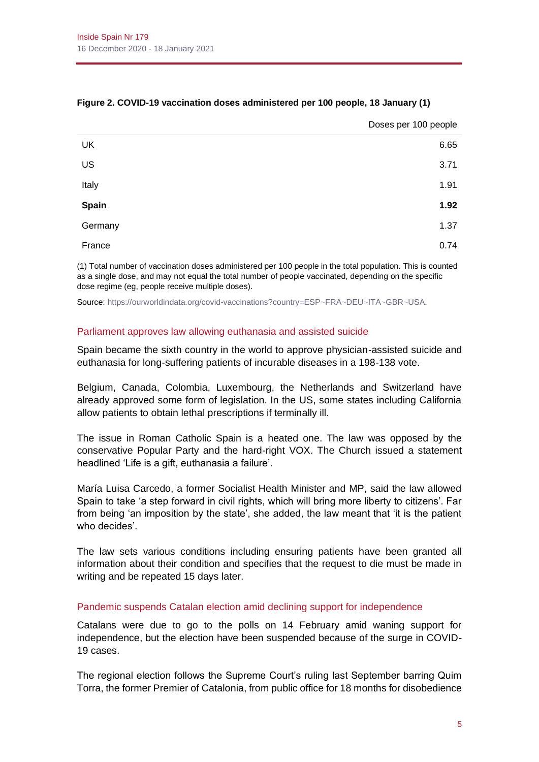**Figure 2. COVID-19 vaccination doses administered per 100 people, 18 January (1)**

| | Doses per 100 people |
|---|---|
| UK | 6.65 |
| US | 3.71 |
| Italy | 1.91 |
| **Spain** | **1.92** |
| Germany | 1.37 |
| France | 0.74 |

(1) Total number of vaccination doses administered per 100 people in the total population. This is counted as a single dose, and may not equal the total number of people vaccinated, depending on the specific dose regime (eg, people receive multiple doses).

Source: https://ourworldindata.org/covid-vaccinations?country=ESP~FRA~DEU~ITA~GBR~USA.

## Parliament approves law allowing euthanasia and assisted suicide

Spain became the sixth country in the world to approve physician-assisted suicide and euthanasia for long-suffering patients of incurable diseases in a 198-138 vote.

Belgium, Canada, Colombia, Luxembourg, the Netherlands and Switzerland have already approved some form of legislation. In the US, some states including California allow patients to obtain lethal prescriptions if terminally ill.

The issue in Roman Catholic Spain is a heated one. The law was opposed by the conservative Popular Party and the hard-right VOX. The Church issued a statement headlined 'Life is a gift, euthanasia a failure'.

María Luisa Carcedo, a former Socialist Health Minister and MP, said the law allowed Spain to take 'a step forward in civil rights, which will bring more liberty to citizens'. Far from being 'an imposition by the state', she added, the law meant that 'it is the patient who decides'.

The law sets various conditions including ensuring patients have been granted all information about their condition and specifies that the request to die must be made in writing and be repeated 15 days later.

## Pandemic suspends Catalan election amid declining support for independence

Catalans were due to go to the polls on 14 February amid waning support for independence, but the election have been suspended because of the surge in COVID-19 cases.

The regional election follows the Supreme Court's ruling last September barring Quim Torra, the former Premier of Catalonia, from public office for 18 months for disobedience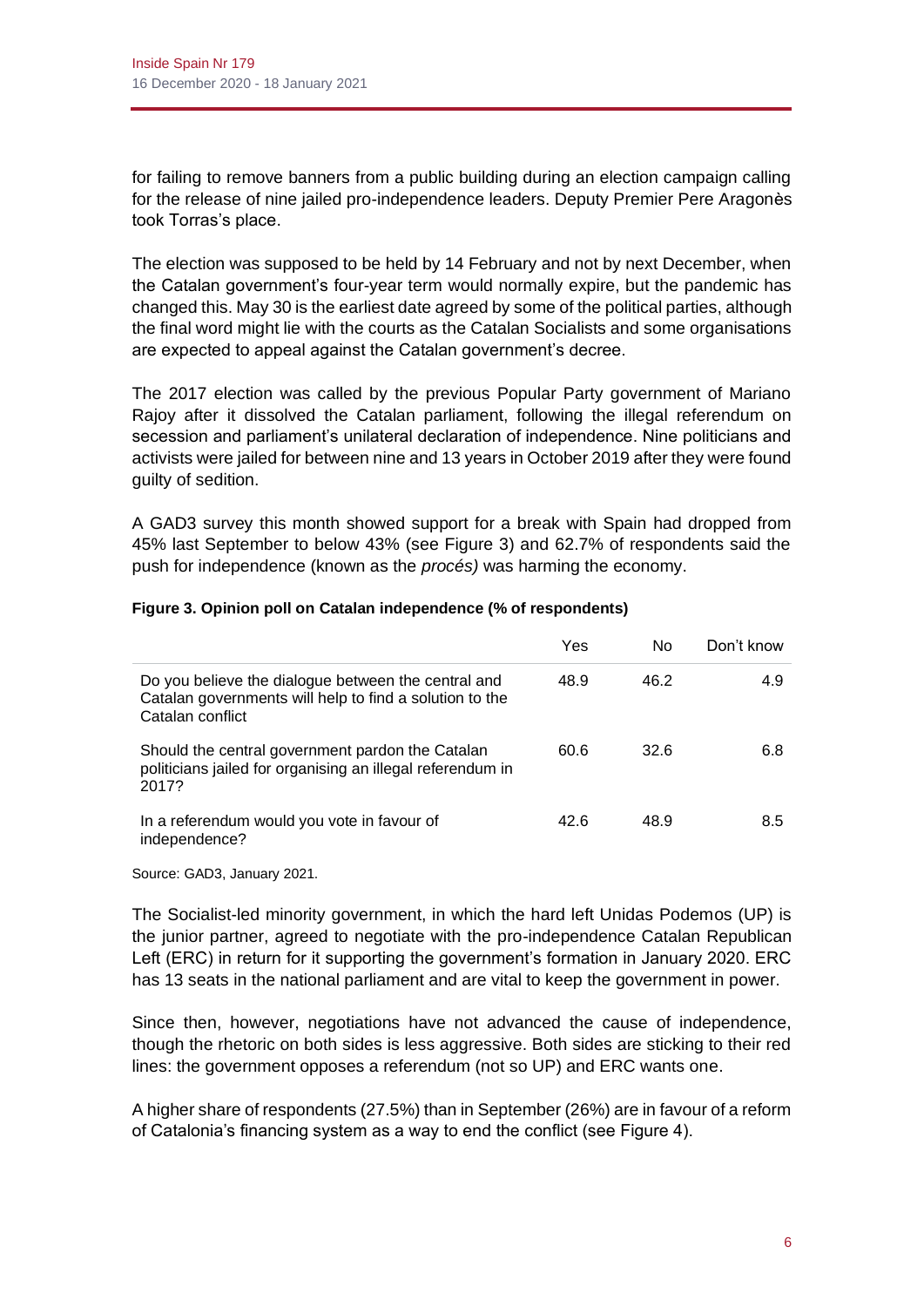for failing to remove banners from a public building during an election campaign calling for the release of nine jailed pro-independence leaders. Deputy Premier Pere Aragonès took Torras's place.

The election was supposed to be held by 14 February and not by next December, when the Catalan government's four-year term would normally expire, but the pandemic has changed this. May 30 is the earliest date agreed by some of the political parties, although the final word might lie with the courts as the Catalan Socialists and some organisations are expected to appeal against the Catalan government's decree.

The 2017 election was called by the previous Popular Party government of Mariano Rajoy after it dissolved the Catalan parliament, following the illegal referendum on secession and parliament's unilateral declaration of independence. Nine politicians and activists were jailed for between nine and 13 years in October 2019 after they were found guilty of sedition.

A GAD3 survey this month showed support for a break with Spain had dropped from 45% last September to below 43% (see Figure 3) and 62.7% of respondents said the push for independence (known as the *procés)* was harming the economy.

**Figure 3. Opinion poll on Catalan independence (% of respondents)**

| | Yes | No | Don't know |
|---|---|---|---|
| Do you believe the dialogue between the central and Catalan governments will help to find a solution to the Catalan conflict | 48.9 | 46.2 | 4.9 |
| Should the central government pardon the Catalan politicians jailed for organising an illegal referendum in 2017? | 60.6 | 32.6 | 6.8 |
| In a referendum would you vote in favour of independence? | 42.6 | 48.9 | 8.5 |

Source: GAD3, January 2021.

The Socialist-led minority government, in which the hard left Unidas Podemos (UP) is the junior partner, agreed to negotiate with the pro-independence Catalan Republican Left (ERC) in return for it supporting the government's formation in January 2020. ERC has 13 seats in the national parliament and are vital to keep the government in power.

Since then, however, negotiations have not advanced the cause of independence, though the rhetoric on both sides is less aggressive. Both sides are sticking to their red lines: the government opposes a referendum (not so UP) and ERC wants one.

A higher share of respondents (27.5%) than in September (26%) are in favour of a reform of Catalonia's financing system as a way to end the conflict (see Figure 4).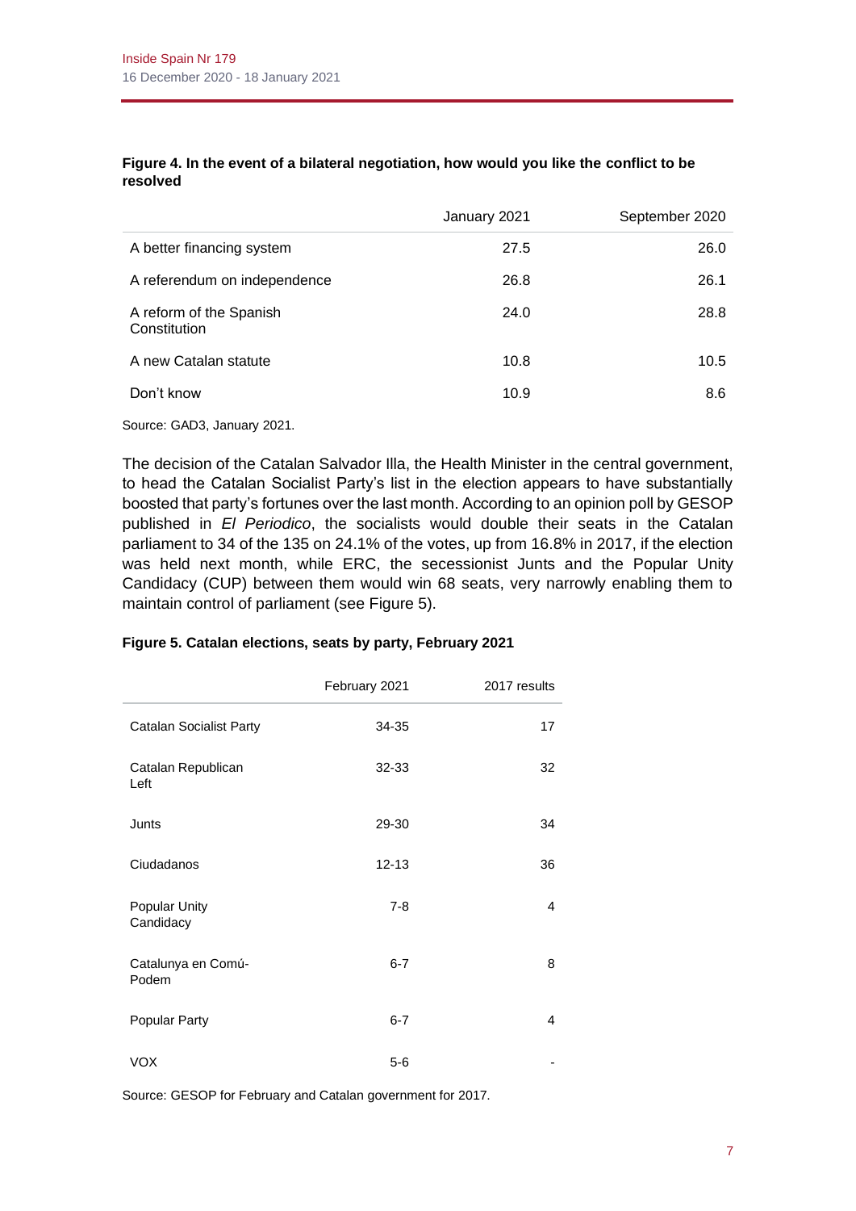**Figure 4. In the event of a bilateral negotiation, how would you like the conflict to be resolved**

| | January 2021 | September 2020 |
|---|---|---|
| A better financing system | 27.5 | 26.0 |
| A referendum on independence | 26.8 | 26.1 |
| A reform of the Spanish Constitution | 24.0 | 28.8 |
| A new Catalan statute | 10.8 | 10.5 |
| Don't know | 10.9 | 8.6 |

Source: GAD3, January 2021.

The decision of the Catalan Salvador Illa, the Health Minister in the central government, to head the Catalan Socialist Party's list in the election appears to have substantially boosted that party's fortunes over the last month. According to an opinion poll by GESOP published in *El Periodico*, the socialists would double their seats in the Catalan parliament to 34 of the 135 on 24.1% of the votes, up from 16.8% in 2017, if the election was held next month, while ERC, the secessionist Junts and the Popular Unity Candidacy (CUP) between them would win 68 seats, very narrowly enabling them to maintain control of parliament (see Figure 5).

**Figure 5. Catalan elections, seats by party, February 2021**

| | February 2021 | 2017 results |
|---|---|---|
| Catalan Socialist Party | 34-35 | 17 |
| Catalan Republican Left | 32-33 | 32 |
| Junts | 29-30 | 34 |
| Ciudadanos | 12-13 | 36 |
| Popular Unity Candidacy | 7-8 | 4 |
| Catalunya en Comú-Podem | 6-7 | 8 |
| Popular Party | 6-7 | 4 |
| VOX | 5-6 | - |

Source: GESOP for February and Catalan government for 2017.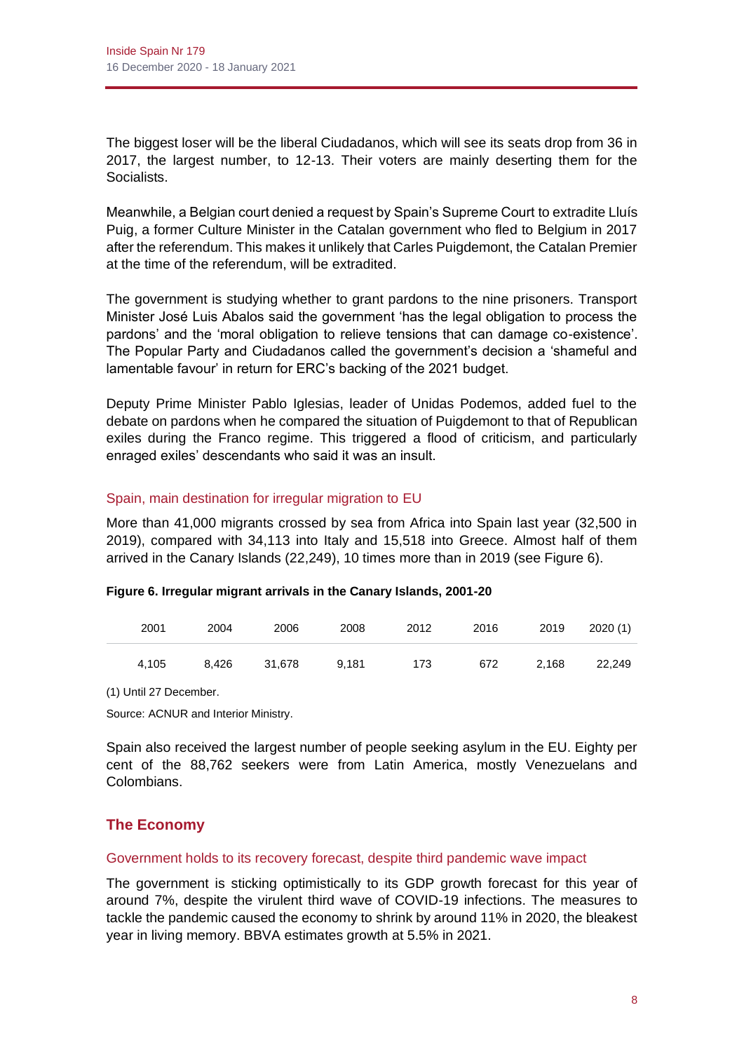The biggest loser will be the liberal Ciudadanos, which will see its seats drop from 36 in 2017, the largest number, to 12-13. Their voters are mainly deserting them for the Socialists.

Meanwhile, a Belgian court denied a request by Spain's Supreme Court to extradite Lluís Puig, a former Culture Minister in the Catalan government who fled to Belgium in 2017 after the referendum. This makes it unlikely that Carles Puigdemont, the Catalan Premier at the time of the referendum, will be extradited.

The government is studying whether to grant pardons to the nine prisoners. Transport Minister José Luis Abalos said the government 'has the legal obligation to process the pardons' and the 'moral obligation to relieve tensions that can damage co-existence'. The Popular Party and Ciudadanos called the government's decision a 'shameful and lamentable favour' in return for ERC's backing of the 2021 budget.

Deputy Prime Minister Pablo Iglesias, leader of Unidas Podemos, added fuel to the debate on pardons when he compared the situation of Puigdemont to that of Republican exiles during the Franco regime. This triggered a flood of criticism, and particularly enraged exiles' descendants who said it was an insult.

### Spain, main destination for irregular migration to EU

More than 41,000 migrants crossed by sea from Africa into Spain last year (32,500 in 2019), compared with 34,113 into Italy and 15,518 into Greece. Almost half of them arrived in the Canary Islands (22,249), 10 times more than in 2019 (see Figure 6).

**Figure 6. Irregular migrant arrivals in the Canary Islands, 2001-20**

| 2001 | 2004 | 2006 | 2008 | 2012 | 2016 | 2019 | 2020 (1) |
|---|---|---|---|---|---|---|---|
| 4,105 | 8,426 | 31,678 | 9,181 | 173 | 672 | 2,168 | 22,249 |

(1) Until 27 December.

Source: ACNUR and Interior Ministry.

Spain also received the largest number of people seeking asylum in the EU. Eighty per cent of the 88,762 seekers were from Latin America, mostly Venezuelans and Colombians.

## The Economy

### Government holds to its recovery forecast, despite third pandemic wave impact

The government is sticking optimistically to its GDP growth forecast for this year of around 7%, despite the virulent third wave of COVID-19 infections. The measures to tackle the pandemic caused the economy to shrink by around 11% in 2020, the bleakest year in living memory. BBVA estimates growth at 5.5% in 2021.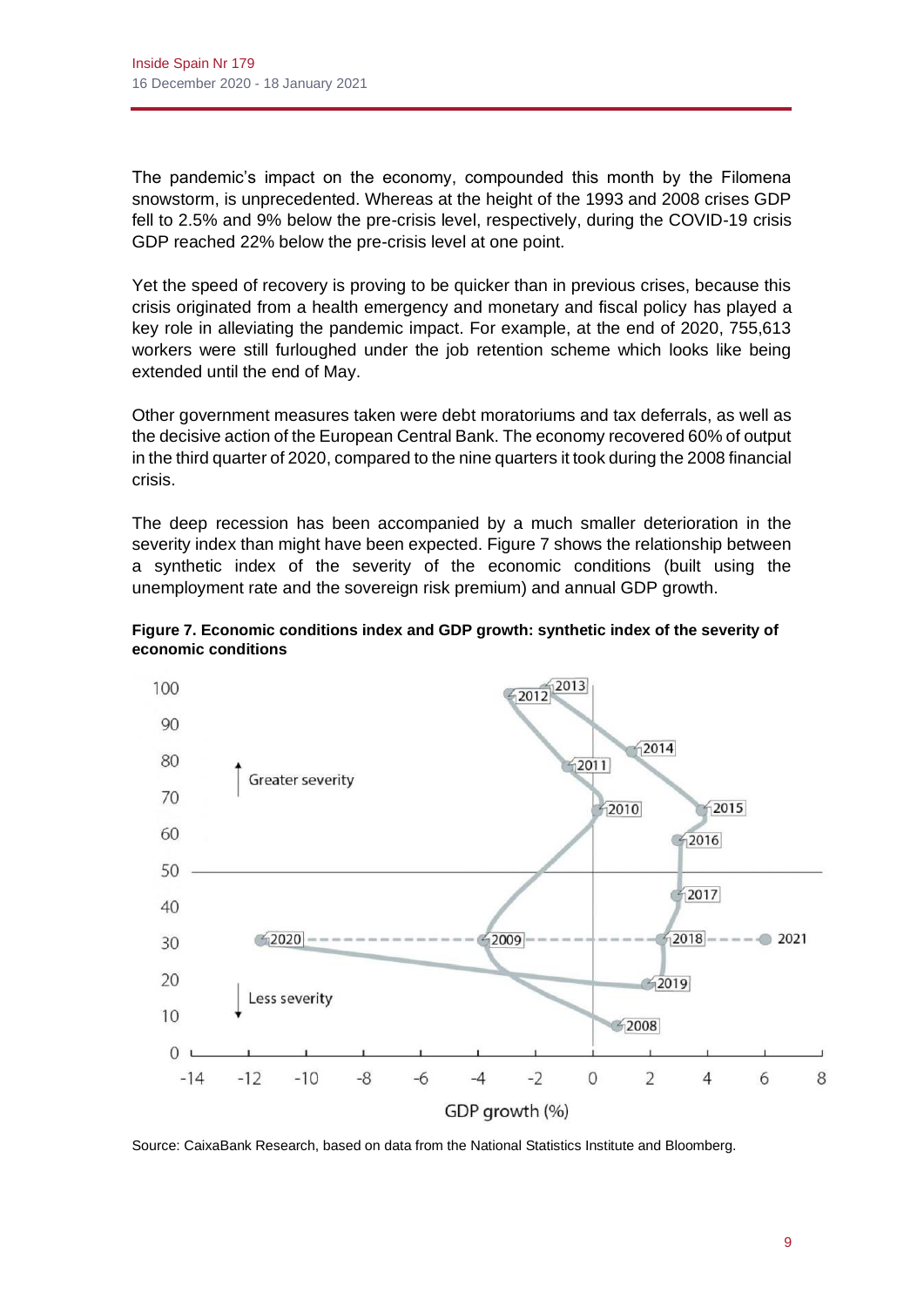The pandemic's impact on the economy, compounded this month by the Filomena snowstorm, is unprecedented. Whereas at the height of the 1993 and 2008 crises GDP fell to 2.5% and 9% below the pre-crisis level, respectively, during the COVID-19 crisis GDP reached 22% below the pre-crisis level at one point.

Yet the speed of recovery is proving to be quicker than in previous crises, because this crisis originated from a health emergency and monetary and fiscal policy has played a key role in alleviating the pandemic impact. For example, at the end of 2020, 755,613 workers were still furloughed under the job retention scheme which looks like being extended until the end of May.

Other government measures taken were debt moratoriums and tax deferrals, as well as the decisive action of the European Central Bank. The economy recovered 60% of output in the third quarter of 2020, compared to the nine quarters it took during the 2008 financial crisis.

The deep recession has been accompanied by a much smaller deterioration in the severity index than might have been expected. Figure 7 shows the relationship between a synthetic index of the severity of the economic conditions (built using the unemployment rate and the sovereign risk premium) and annual GDP growth.

**Figure 7. Economic conditions index and GDP growth: synthetic index of the severity of economic conditions**

Source: CaixaBank Research, based on data from the National Statistics Institute and Bloomberg.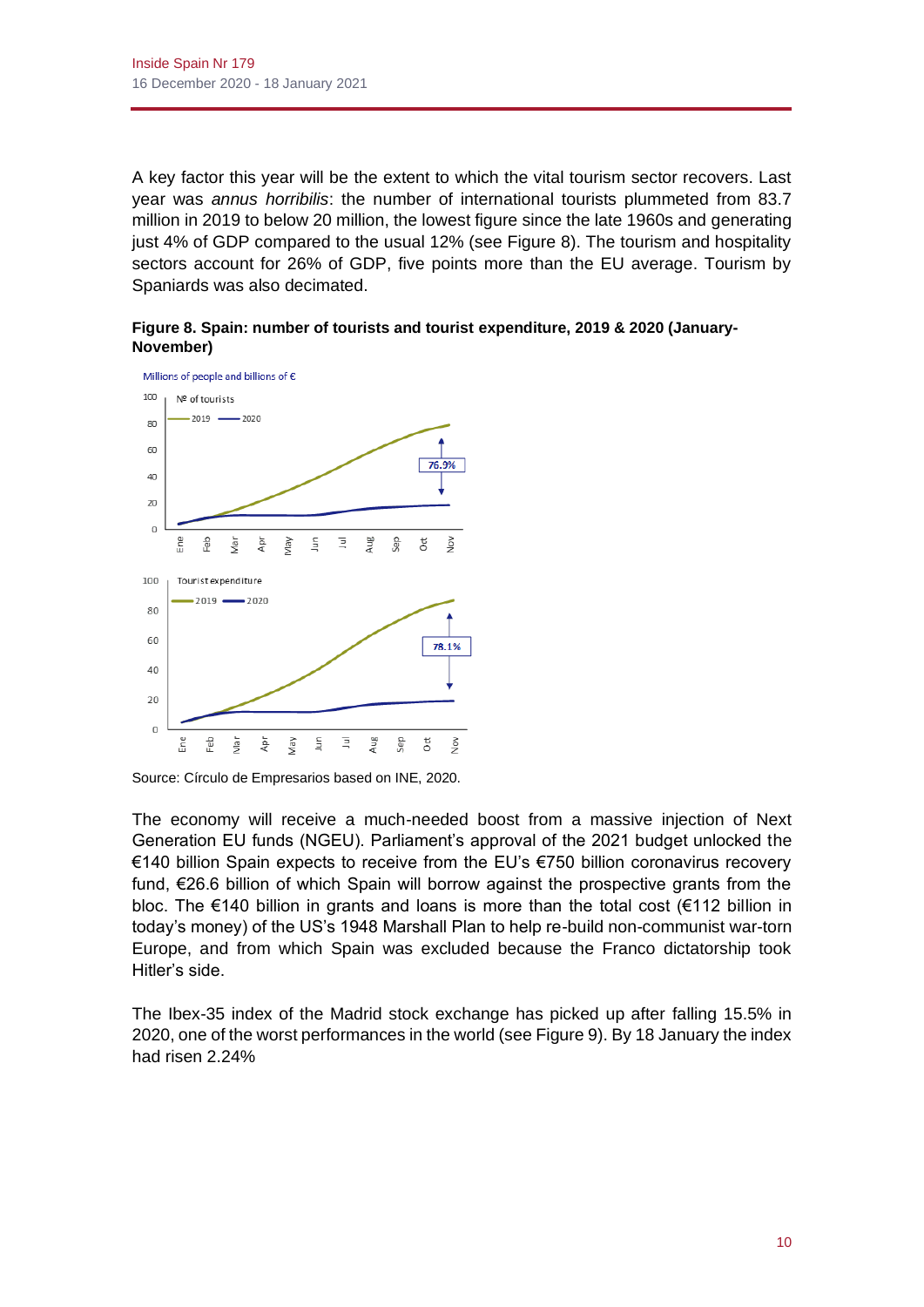A key factor this year will be the extent to which the vital tourism sector recovers. Last year was *annus horribilis*: the number of international tourists plummeted from 83.7 million in 2019 to below 20 million, the lowest figure since the late 1960s and generating just 4% of GDP compared to the usual 12% (see Figure 8). The tourism and hospitality sectors account for 26% of GDP, five points more than the EU average. Tourism by Spaniards was also decimated.

**Figure 8. Spain: number of tourists and tourist expenditure, 2019 & 2020 (January-November)**

Millions of people and billions of €

Nº of tourists

2019 — 2020

76.9%

Tourist expenditure

2019 — 2020

78.1%

Source: Círculo de Empresarios based on INE, 2020.

The economy will receive a much-needed boost from a massive injection of Next Generation EU funds (NGEU). Parliament's approval of the 2021 budget unlocked the €140 billion Spain expects to receive from the EU's €750 billion coronavirus recovery fund, €26.6 billion of which Spain will borrow against the prospective grants from the bloc. The €140 billion in grants and loans is more than the total cost (€112 billion in today's money) of the US's 1948 Marshall Plan to help re-build non-communist war-torn Europe, and from which Spain was excluded because the Franco dictatorship took Hitler's side.

The Ibex-35 index of the Madrid stock exchange has picked up after falling 15.5% in 2020, one of the worst performances in the world (see Figure 9). By 18 January the index had risen 2.24%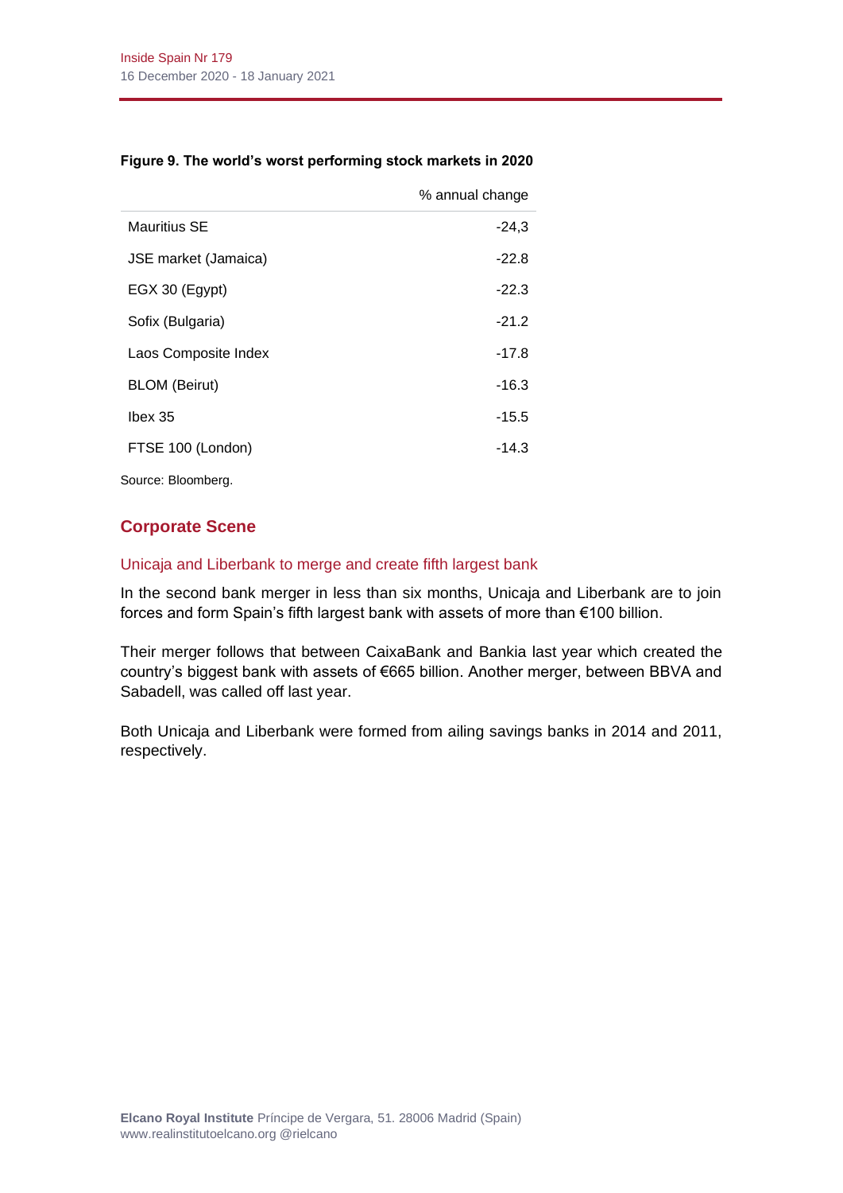**Figure 9. The world's worst performing stock markets in 2020**

| | % annual change |
|---|---|
| Mauritius SE | -24,3 |
| JSE market (Jamaica) | -22.8 |
| EGX 30 (Egypt) | -22.3 |
| Sofix (Bulgaria) | -21.2 |
| Laos Composite Index | -17.8 |
| BLOM (Beirut) | -16.3 |
| Ibex 35 | -15.5 |
| FTSE 100 (London) | -14.3 |

Source: Bloomberg.

## Corporate Scene

### Unicaja and Liberbank to merge and create fifth largest bank

In the second bank merger in less than six months, Unicaja and Liberbank are to join forces and form Spain's fifth largest bank with assets of more than €100 billion.

Their merger follows that between CaixaBank and Bankia last year which created the country's biggest bank with assets of €665 billion. Another merger, between BBVA and Sabadell, was called off last year.

Both Unicaja and Liberbank were formed from ailing savings banks in 2014 and 2011, respectively.